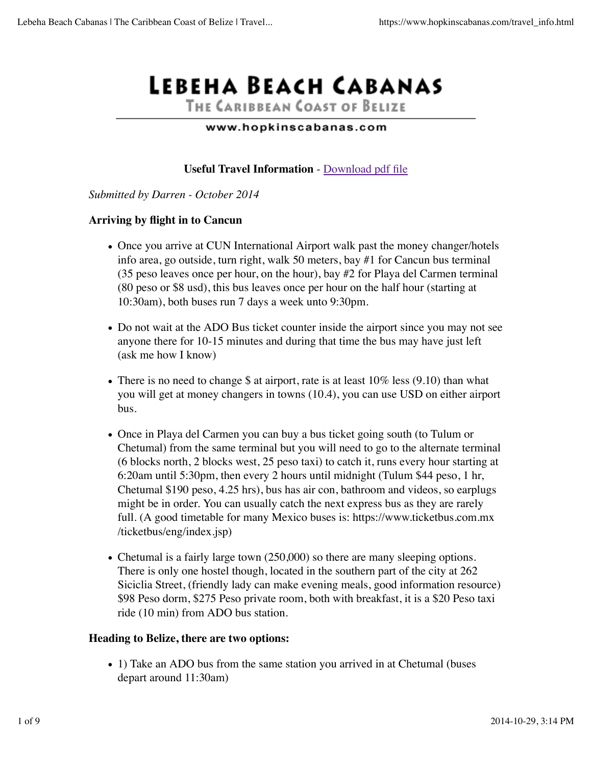# Lebeha Beach Cabanas

## The Caribbean Coast of Belize

www.hopkinscabanas.com

**Useful Travel Information** - Download pdf file

*Submitted by Darren - October 2014*

**Arriving by flight in to Cancun**

- Once you arrive at CUN International Airport walk past the money changer/hotels info area, go outside, turn right, walk 50 meters, bay #1 for Cancun bus terminal (35 peso leaves once per hour, on the hour), bay #2 for Playa del Carmen terminal (80 peso or $8 usd), this bus leaves once per hour on the half hour (starting at 10:30am), both buses run 7 days a week unto 9:30pm.
- Do not wait at the ADO Bus ticket counter inside the airport since you may not see anyone there for 10-15 minutes and during that time the bus may have just left (ask me how I know)
- There is no need to change $ at airport, rate is at least 10% less (9.10) than what you will get at money changers in towns (10.4), you can use USD on either airport bus.
- Once in Playa del Carmen you can buy a bus ticket going south (to Tulum or Chetumal) from the same terminal but you will need to go to the alternate terminal (6 blocks north, 2 blocks west, 25 peso taxi) to catch it, runs every hour starting at 6:20am until 5:30pm, then every 2 hours until midnight (Tulum $44 peso, 1 hr, Chetumal $190 peso, 4.25 hrs), bus has air con, bathroom and videos, so earplugs might be in order. You can usually catch the next express bus as they are rarely full. (A good timetable for many Mexico buses is: https://www.ticketbus.com.mx/ticketbus/eng/index.jsp)
- Chetumal is a fairly large town (250,000) so there are many sleeping options. There is only one hostel though, located in the southern part of the city at 262 Siciclia Street, (friendly lady can make evening meals, good information resource) $98 Peso dorm, $275 Peso private room, both with breakfast, it is a $20 Peso taxi ride (10 min) from ADO bus station.

**Heading to Belize, there are two options:**

- 1) Take an ADO bus from the same station you arrived in at Chetumal (buses depart around 11:30am)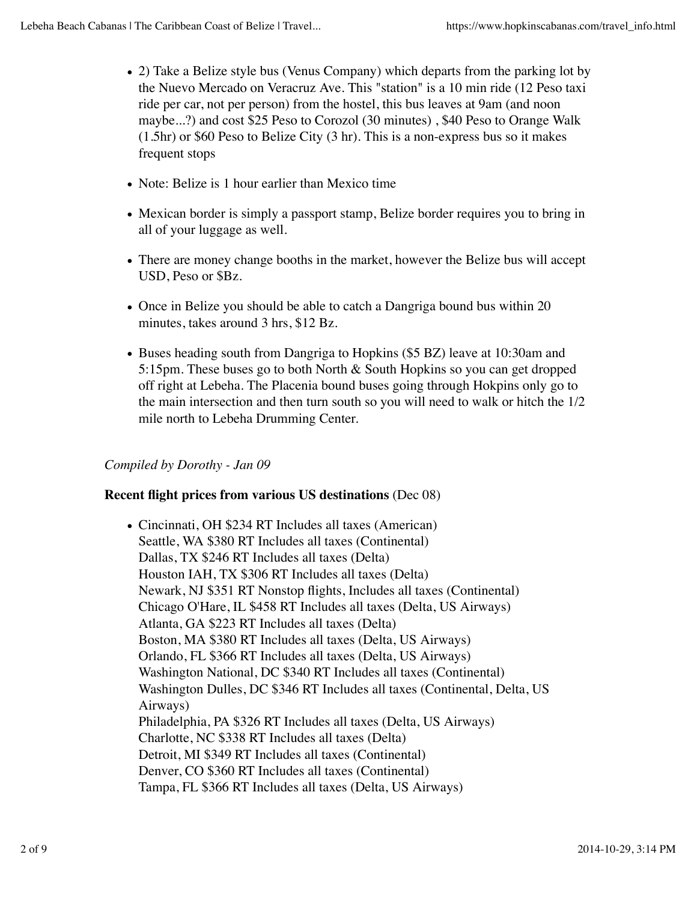- 2) Take a Belize style bus (Venus Company) which departs from the parking lot by the Nuevo Mercado on Veracruz Ave. This "station" is a 10 min ride (12 Peso taxi ride per car, not per person) from the hostel, this bus leaves at 9am (and noon maybe...?) and cost $25 Peso to Corozol (30 minutes) , $40 Peso to Orange Walk (1.5hr) or $60 Peso to Belize City (3 hr). This is a non-express bus so it makes frequent stops
- Note: Belize is 1 hour earlier than Mexico time
- Mexican border is simply a passport stamp, Belize border requires you to bring in all of your luggage as well.
- There are money change booths in the market, however the Belize bus will accept USD, Peso or $Bz.
- Once in Belize you should be able to catch a Dangriga bound bus within 20 minutes, takes around 3 hrs, $12 Bz.
- Buses heading south from Dangriga to Hopkins ($5 BZ) leave at 10:30am and 5:15pm. These buses go to both North & South Hopkins so you can get dropped off right at Lebeha. The Placenia bound buses going through Hokpins only go to the main intersection and then turn south so you will need to walk or hitch the 1/2 mile north to Lebeha Drumming Center.

*Compiled by Dorothy - Jan 09*

**Recent flight prices from various US destinations** (Dec 08)

- Cincinnati, OH $234 RT Includes all taxes (American)
  Seattle, WA $380 RT Includes all taxes (Continental)
  Dallas, TX $246 RT Includes all taxes (Delta)
  Houston IAH, TX $306 RT Includes all taxes (Delta)
  Newark, NJ $351 RT Nonstop flights, Includes all taxes (Continental)
  Chicago O'Hare, IL $458 RT Includes all taxes (Delta, US Airways)
  Atlanta, GA $223 RT Includes all taxes (Delta)
  Boston, MA $380 RT Includes all taxes (Delta, US Airways)
  Orlando, FL $366 RT Includes all taxes (Delta, US Airways)
  Washington National, DC $340 RT Includes all taxes (Continental)
  Washington Dulles, DC $346 RT Includes all taxes (Continental, Delta, US Airways)
  Philadelphia, PA $326 RT Includes all taxes (Delta, US Airways)
  Charlotte, NC $338 RT Includes all taxes (Delta)
  Detroit, MI $349 RT Includes all taxes (Continental)
  Denver, CO $360 RT Includes all taxes (Continental)
  Tampa, FL $366 RT Includes all taxes (Delta, US Airways)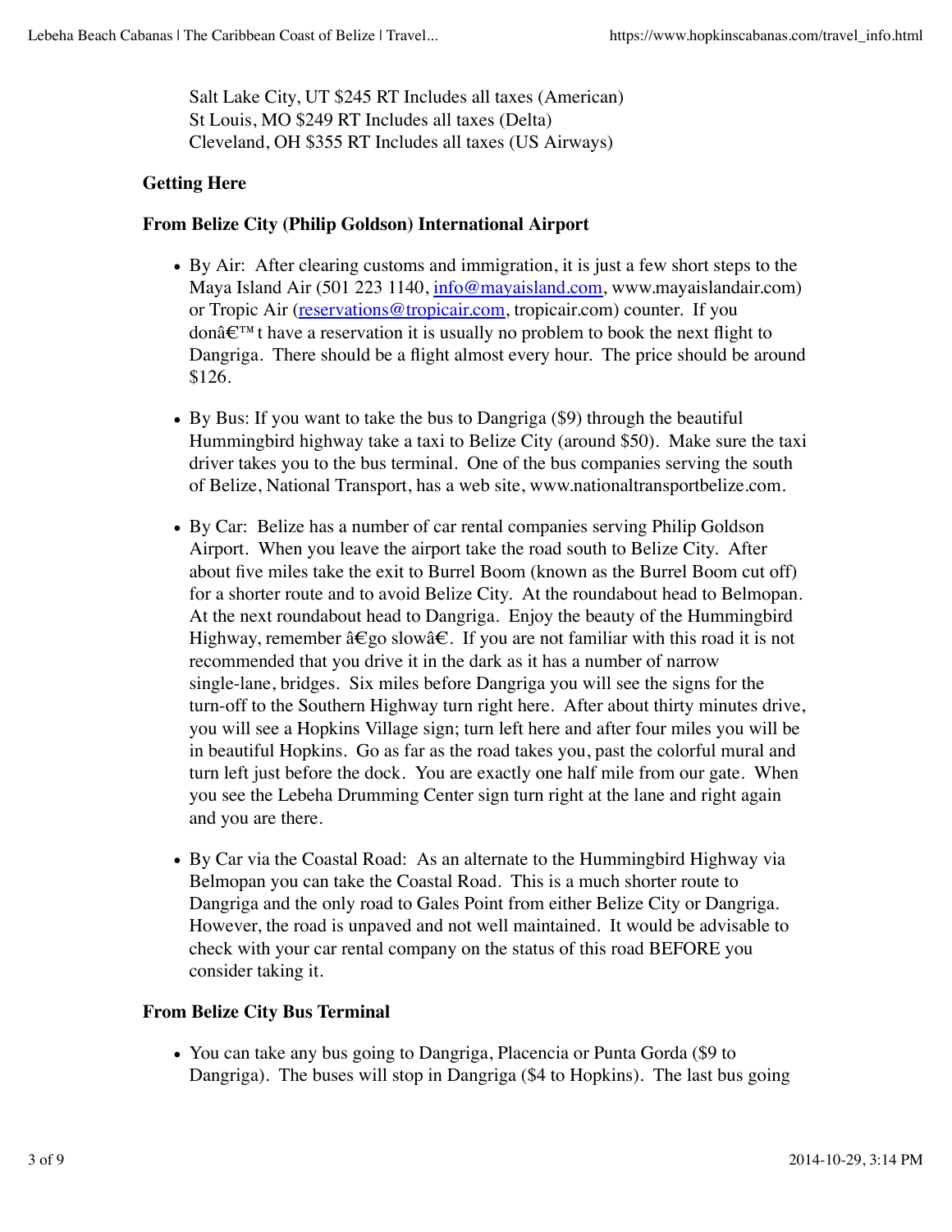Salt Lake City, UT $245 RT Includes all taxes (American)
St Louis, MO $249 RT Includes all taxes (Delta)
Cleveland, OH $355 RT Includes all taxes (US Airways)

**Getting Here**

**From Belize City (Philip Goldson) International Airport**

- By Air: After clearing customs and immigration, it is just a few short steps to the Maya Island Air (501 223 1140, [info@mayaisland.com](mailto:info@mayaisland.com), www.mayaislandair.com) or Tropic Air ([reservations@tropicair.com](mailto:reservations@tropicair.com), tropicair.com) counter. If you donâ€™t have a reservation it is usually no problem to book the next flight to Dangriga. There should be a flight almost every hour. The price should be around $126.

- By Bus: If you want to take the bus to Dangriga ($9) through the beautiful Hummingbird highway take a taxi to Belize City (around $50). Make sure the taxi driver takes you to the bus terminal. One of the bus companies serving the south of Belize, National Transport, has a web site, www.nationaltransportbelize.com.

- By Car: Belize has a number of car rental companies serving Philip Goldson Airport. When you leave the airport take the road south to Belize City. After about five miles take the exit to Burrel Boom (known as the Burrel Boom cut off) for a shorter route and to avoid Belize City. At the roundabout head to Belmopan. At the next roundabout head to Dangriga. Enjoy the beauty of the Hummingbird Highway, remember â€go slowâ€. If you are not familiar with this road it is not recommended that you drive it in the dark as it has a number of narrow single-lane, bridges. Six miles before Dangriga you will see the signs for the turn-off to the Southern Highway turn right here. After about thirty minutes drive, you will see a Hopkins Village sign; turn left here and after four miles you will be in beautiful Hopkins. Go as far as the road takes you, past the colorful mural and turn left just before the dock. You are exactly one half mile from our gate. When you see the Lebeha Drumming Center sign turn right at the lane and right again and you are there.

- By Car via the Coastal Road: As an alternate to the Hummingbird Highway via Belmopan you can take the Coastal Road. This is a much shorter route to Dangriga and the only road to Gales Point from either Belize City or Dangriga. However, the road is unpaved and not well maintained. It would be advisable to check with your car rental company on the status of this road BEFORE you consider taking it.

**From Belize City Bus Terminal**

- You can take any bus going to Dangriga, Placencia or Punta Gorda ($9 to Dangriga). The buses will stop in Dangriga ($4 to Hopkins). The last bus going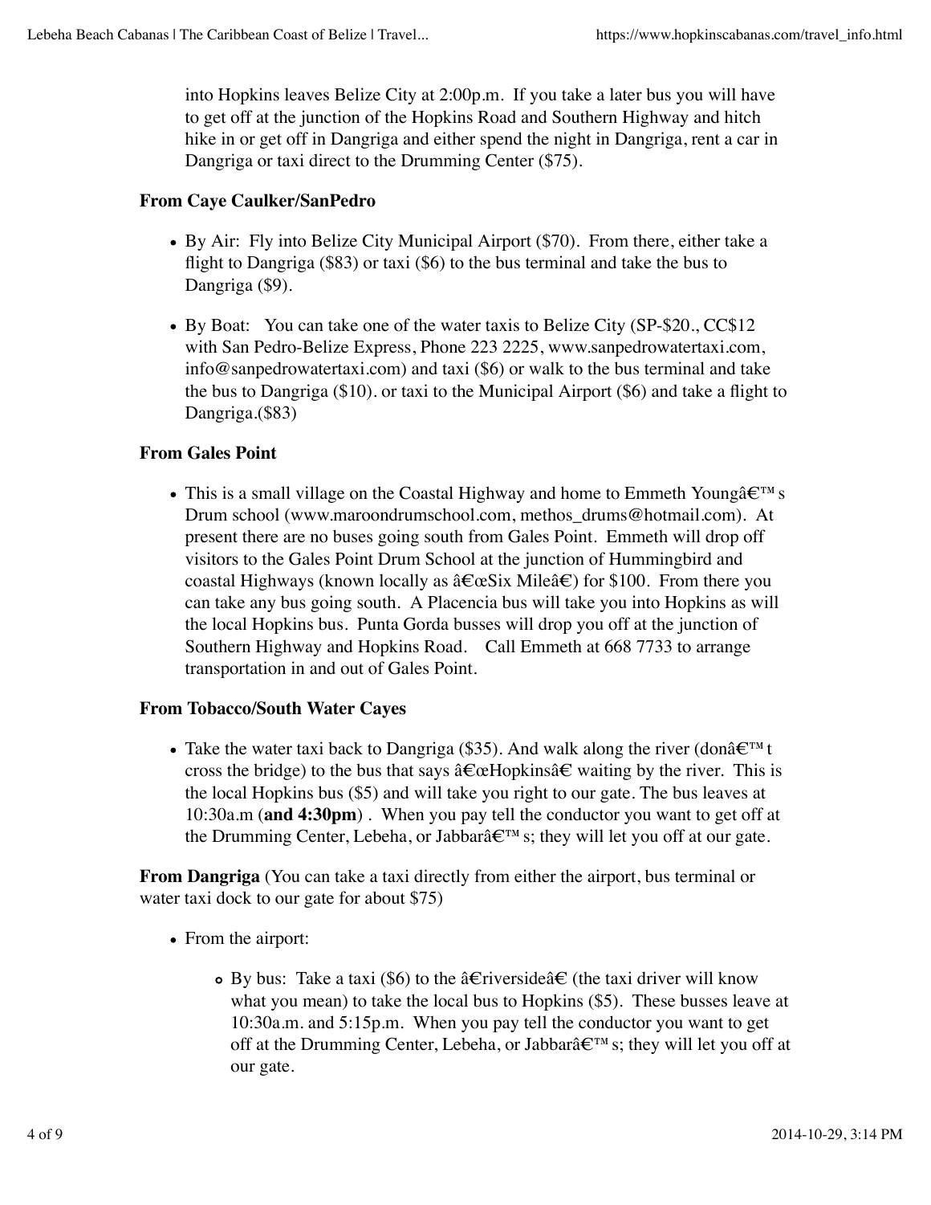into Hopkins leaves Belize City at 2:00p.m. If you take a later bus you will have to get off at the junction of the Hopkins Road and Southern Highway and hitch hike in or get off in Dangriga and either spend the night in Dangriga, rent a car in Dangriga or taxi direct to the Drumming Center ($75).

**From Caye Caulker/SanPedro**

- By Air: Fly into Belize City Municipal Airport ($70). From there, either take a flight to Dangriga ($83) or taxi ($6) to the bus terminal and take the bus to Dangriga ($9).
- By Boat: You can take one of the water taxis to Belize City (SP-$20., CC$12 with San Pedro-Belize Express, Phone 223 2225, www.sanpedrowatertaxi.com, info@sanpedrowatertaxi.com) and taxi ($6) or walk to the bus terminal and take the bus to Dangriga ($10). or taxi to the Municipal Airport ($6) and take a flight to Dangriga.($83)

**From Gales Point**

- This is a small village on the Coastal Highway and home to Emmeth Youngâ€™ s Drum school (www.maroondrumschool.com, methos_drums@hotmail.com). At present there are no buses going south from Gales Point. Emmeth will drop off visitors to the Gales Point Drum School at the junction of Hummingbird and coastal Highways (known locally as â€œSix Mileâ€) for $100. From there you can take any bus going south. A Placencia bus will take you into Hopkins as will the local Hopkins bus. Punta Gorda busses will drop you off at the junction of Southern Highway and Hopkins Road. Call Emmeth at 668 7733 to arrange transportation in and out of Gales Point.

**From Tobacco/South Water Cayes**

- Take the water taxi back to Dangriga ($35). And walk along the river (donâ€™ t cross the bridge) to the bus that says â€œHopkinsâ€ waiting by the river. This is the local Hopkins bus ($5) and will take you right to our gate. The bus leaves at 10:30a.m (**and 4:30pm**) . When you pay tell the conductor you want to get off at the Drumming Center, Lebeha, or Jabbarâ€™ s; they will let you off at our gate.

**From Dangriga** (You can take a taxi directly from either the airport, bus terminal or water taxi dock to our gate for about $75)

- From the airport:
    - By bus: Take a taxi ($6) to the â€riversideâ€ (the taxi driver will know what you mean) to take the local bus to Hopkins ($5). These busses leave at 10:30a.m. and 5:15p.m. When you pay tell the conductor you want to get off at the Drumming Center, Lebeha, or Jabbarâ€™ s; they will let you off at our gate.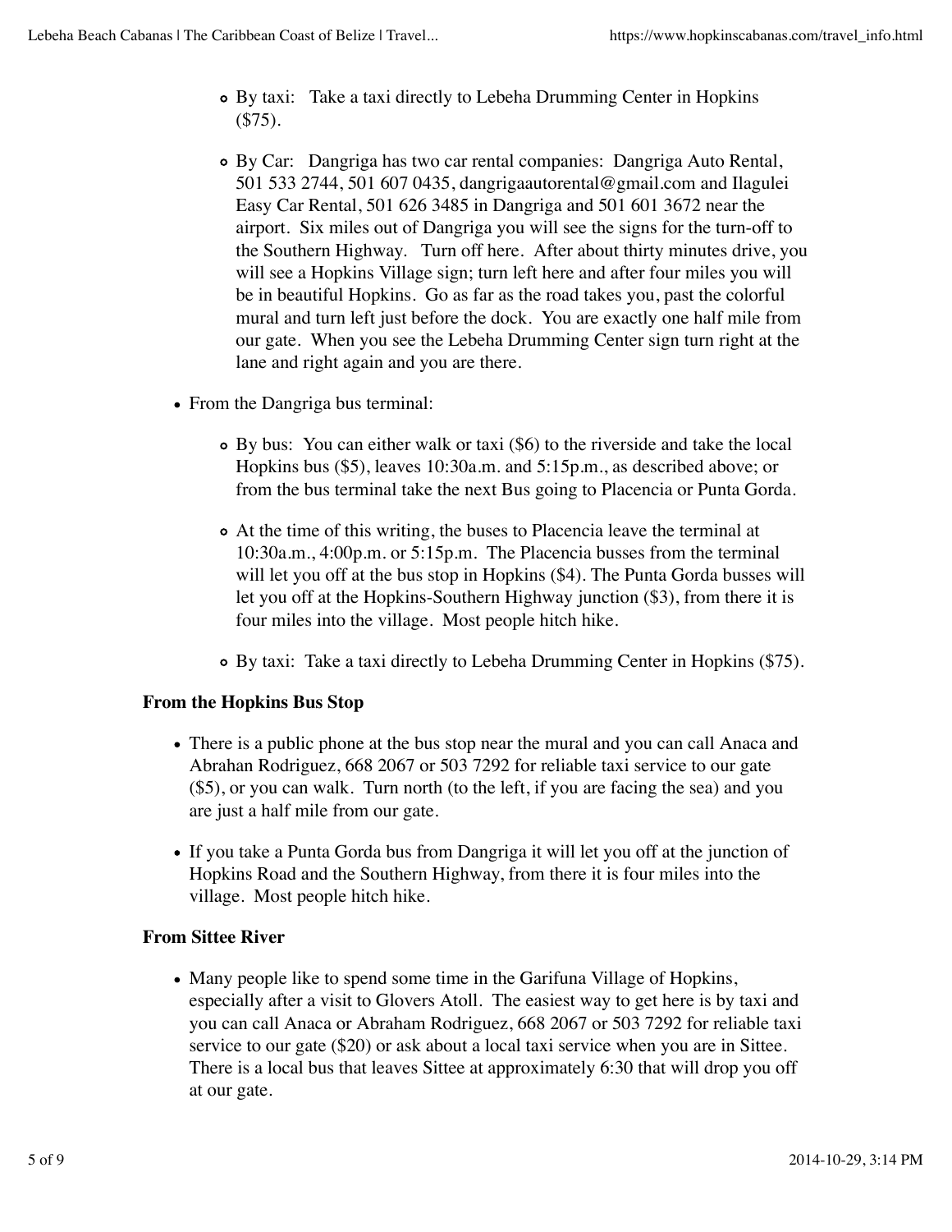- By taxi: Take a taxi directly to Lebeha Drumming Center in Hopkins ($75).

- By Car: Dangriga has two car rental companies: Dangriga Auto Rental, 501 533 2744, 501 607 0435, dangrigaautorental@gmail.com and Ilagulei Easy Car Rental, 501 626 3485 in Dangriga and 501 601 3672 near the airport. Six miles out of Dangriga you will see the signs for the turn-off to the Southern Highway. Turn off here. After about thirty minutes drive, you will see a Hopkins Village sign; turn left here and after four miles you will be in beautiful Hopkins. Go as far as the road takes you, past the colorful mural and turn left just before the dock. You are exactly one half mile from our gate. When you see the Lebeha Drumming Center sign turn right at the lane and right again and you are there.

- From the Dangriga bus terminal:

  - By bus: You can either walk or taxi ($6) to the riverside and take the local Hopkins bus ($5), leaves 10:30a.m. and 5:15p.m., as described above; or from the bus terminal take the next Bus going to Placencia or Punta Gorda.

  - At the time of this writing, the buses to Placencia leave the terminal at 10:30a.m., 4:00p.m. or 5:15p.m. The Placencia busses from the terminal will let you off at the bus stop in Hopkins ($4). The Punta Gorda busses will let you off at the Hopkins-Southern Highway junction ($3), from there it is four miles into the village. Most people hitch hike.

  - By taxi: Take a taxi directly to Lebeha Drumming Center in Hopkins ($75).

**From the Hopkins Bus Stop**

- There is a public phone at the bus stop near the mural and you can call Anaca and Abrahan Rodriguez, 668 2067 or 503 7292 for reliable taxi service to our gate ($5), or you can walk. Turn north (to the left, if you are facing the sea) and you are just a half mile from our gate.

- If you take a Punta Gorda bus from Dangriga it will let you off at the junction of Hopkins Road and the Southern Highway, from there it is four miles into the village. Most people hitch hike.

**From Sittee River**

- Many people like to spend some time in the Garifuna Village of Hopkins, especially after a visit to Glovers Atoll. The easiest way to get here is by taxi and you can call Anaca or Abraham Rodriguez, 668 2067 or 503 7292 for reliable taxi service to our gate ($20) or ask about a local taxi service when you are in Sittee. There is a local bus that leaves Sittee at approximately 6:30 that will drop you off at our gate.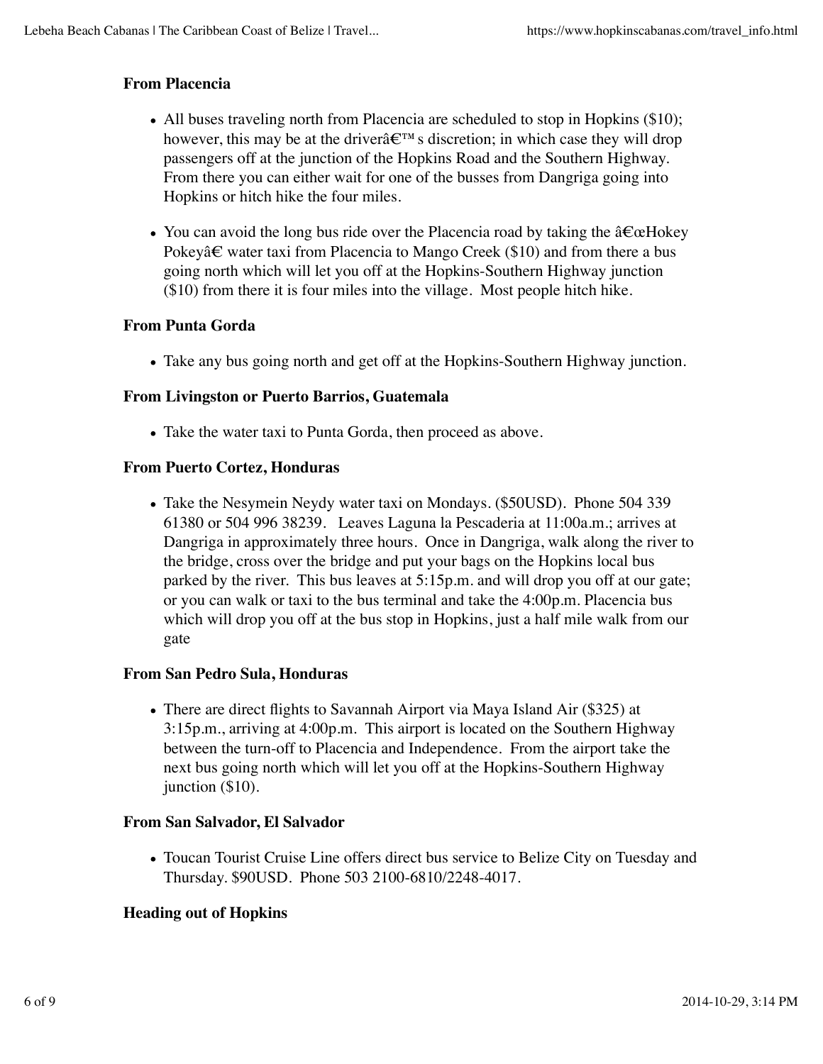### From Placencia

- All buses traveling north from Placencia are scheduled to stop in Hopkins ($10); however, this may be at the driverâ€™s discretion; in which case they will drop passengers off at the junction of the Hopkins Road and the Southern Highway. From there you can either wait for one of the busses from Dangriga going into Hopkins or hitch hike the four miles.
- You can avoid the long bus ride over the Placencia road by taking the â€œHokey Pokeyâ€ water taxi from Placencia to Mango Creek ($10) and from there a bus going north which will let you off at the Hopkins-Southern Highway junction ($10) from there it is four miles into the village.  Most people hitch hike.

### From Punta Gorda

- Take any bus going north and get off at the Hopkins-Southern Highway junction.

### From Livingston or Puerto Barrios, Guatemala

- Take the water taxi to Punta Gorda, then proceed as above.

### From Puerto Cortez, Honduras

- Take the Nesymein Neydy water taxi on Mondays. ($50USD).  Phone 504 339 61380 or 504 996 38239.   Leaves Laguna la Pescaderia at 11:00a.m.; arrives at Dangriga in approximately three hours.  Once in Dangriga, walk along the river to the bridge, cross over the bridge and put your bags on the Hopkins local bus parked by the river.  This bus leaves at 5:15p.m. and will drop you off at our gate; or you can walk or taxi to the bus terminal and take the 4:00p.m. Placencia bus which will drop you off at the bus stop in Hopkins, just a half mile walk from our gate

### From San Pedro Sula, Honduras

- There are direct flights to Savannah Airport via Maya Island Air ($325) at 3:15p.m., arriving at 4:00p.m.  This airport is located on the Southern Highway between the turn-off to Placencia and Independence.  From the airport take the next bus going north which will let you off at the Hopkins-Southern Highway junction ($10).

### From San Salvador, El Salvador

- Toucan Tourist Cruise Line offers direct bus service to Belize City on Tuesday and Thursday. $90USD.  Phone 503 2100-6810/2248-4017.

### Heading out of Hopkins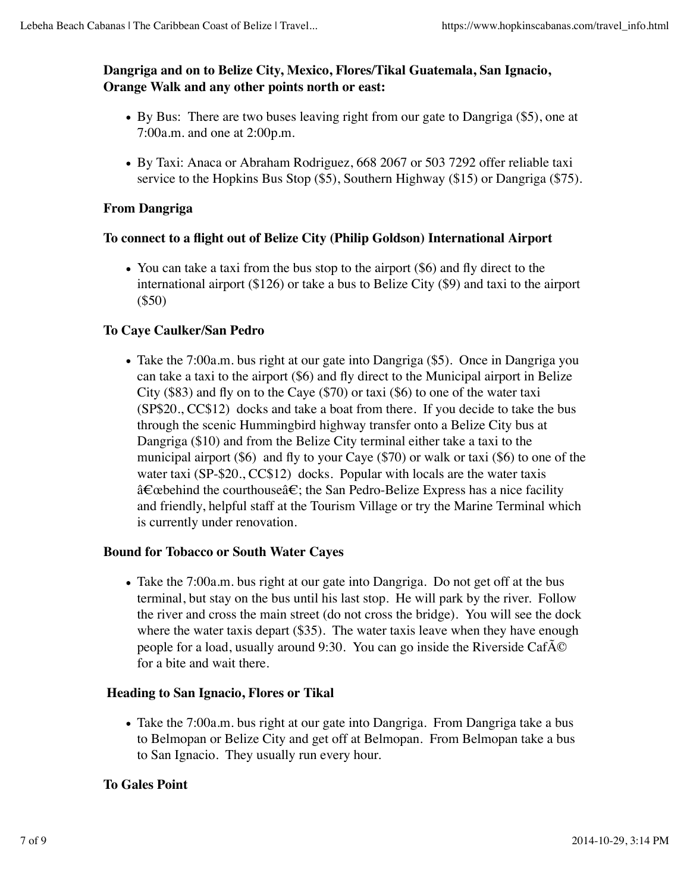**Dangriga and on to Belize City, Mexico, Flores/Tikal Guatemala, San Ignacio, Orange Walk and any other points north or east:**

- By Bus: There are two buses leaving right from our gate to Dangriga ($5), one at 7:00a.m. and one at 2:00p.m.
- By Taxi: Anaca or Abraham Rodriguez, 668 2067 or 503 7292 offer reliable taxi service to the Hopkins Bus Stop ($5), Southern Highway ($15) or Dangriga ($75).

**From Dangriga**

**To connect to a flight out of Belize City (Philip Goldson) International Airport**

- You can take a taxi from the bus stop to the airport ($6) and fly direct to the international airport ($126) or take a bus to Belize City ($9) and taxi to the airport ($50)

**To Caye Caulker/San Pedro**

- Take the 7:00a.m. bus right at our gate into Dangriga ($5). Once in Dangriga you can take a taxi to the airport ($6) and fly direct to the Municipal airport in Belize City ($83) and fly on to the Caye ($70) or taxi ($6) to one of the water taxi (SP$20., CC$12) docks and take a boat from there. If you decide to take the bus through the scenic Hummingbird highway transfer onto a Belize City bus at Dangriga ($10) and from the Belize City terminal either take a taxi to the municipal airport ($6) and fly to your Caye ($70) or walk or taxi ($6) to one of the water taxi (SP-$20., CC$12) docks. Popular with locals are the water taxis â€œbehind the courthouseâ€; the San Pedro-Belize Express has a nice facility and friendly, helpful staff at the Tourism Village or try the Marine Terminal which is currently under renovation.

**Bound for Tobacco or South Water Cayes**

- Take the 7:00a.m. bus right at our gate into Dangriga. Do not get off at the bus terminal, but stay on the bus until his last stop. He will park by the river. Follow the river and cross the main street (do not cross the bridge). You will see the dock where the water taxis depart ($35). The water taxis leave when they have enough people for a load, usually around 9:30. You can go inside the Riverside CafÃ© for a bite and wait there.

**Heading to San Ignacio, Flores or Tikal**

- Take the 7:00a.m. bus right at our gate into Dangriga. From Dangriga take a bus to Belmopan or Belize City and get off at Belmopan. From Belmopan take a bus to San Ignacio. They usually run every hour.

**To Gales Point**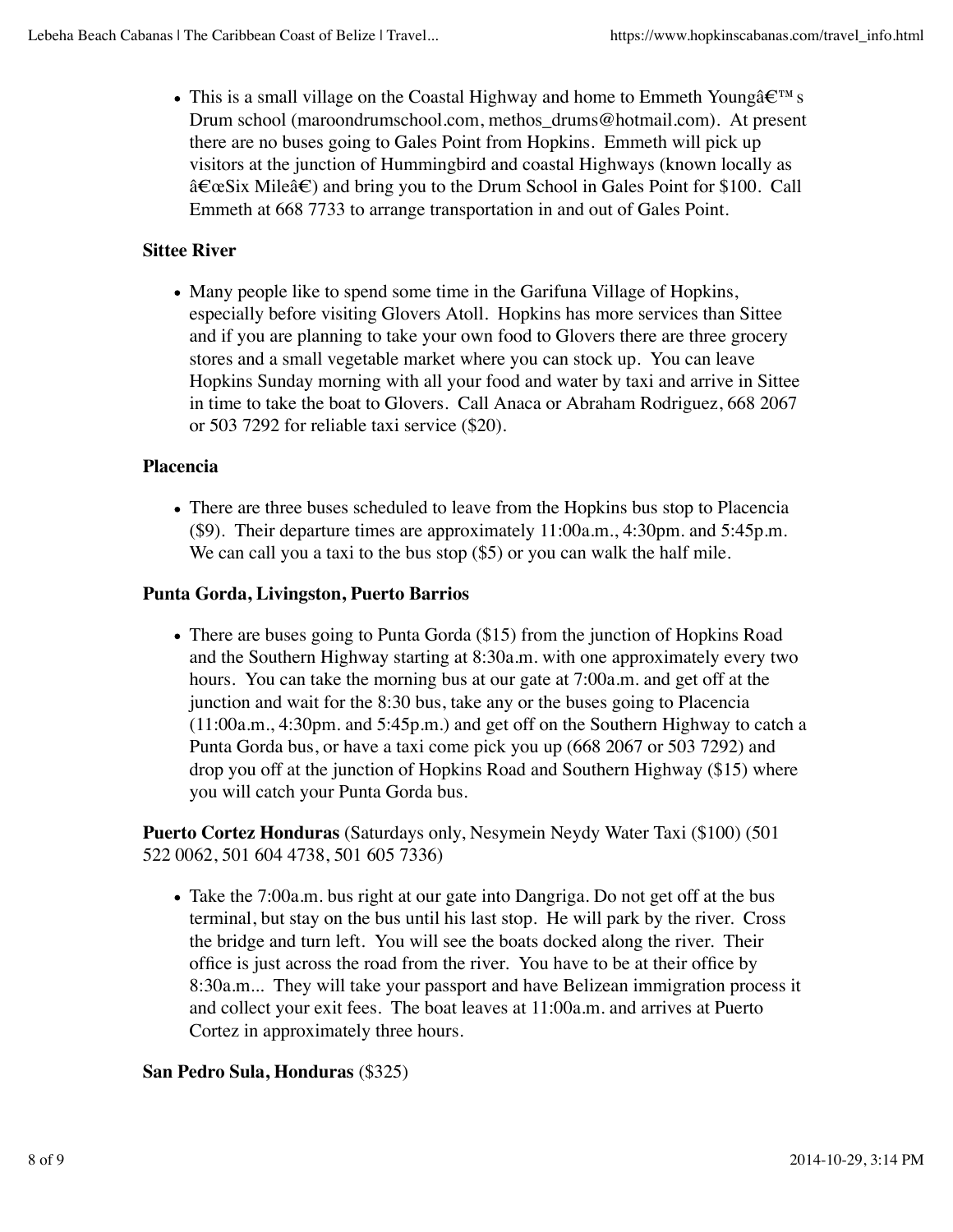- This is a small village on the Coastal Highway and home to Emmeth Youngâ€™ s Drum school (maroondrumschool.com, methos_drums@hotmail.com). At present there are no buses going to Gales Point from Hopkins. Emmeth will pick up visitors at the junction of Hummingbird and coastal Highways (known locally as â€œSix Mileâ€) and bring you to the Drum School in Gales Point for $100. Call Emmeth at 668 7733 to arrange transportation in and out of Gales Point.

### Sittee River

- Many people like to spend some time in the Garifuna Village of Hopkins, especially before visiting Glovers Atoll. Hopkins has more services than Sittee and if you are planning to take your own food to Glovers there are three grocery stores and a small vegetable market where you can stock up. You can leave Hopkins Sunday morning with all your food and water by taxi and arrive in Sittee in time to take the boat to Glovers. Call Anaca or Abraham Rodriguez, 668 2067 or 503 7292 for reliable taxi service ($20).

### Placencia

- There are three buses scheduled to leave from the Hopkins bus stop to Placencia ($9). Their departure times are approximately 11:00a.m., 4:30pm. and 5:45p.m. We can call you a taxi to the bus stop ($5) or you can walk the half mile.

### Punta Gorda, Livingston, Puerto Barrios

- There are buses going to Punta Gorda ($15) from the junction of Hopkins Road and the Southern Highway starting at 8:30a.m. with one approximately every two hours. You can take the morning bus at our gate at 7:00a.m. and get off at the junction and wait for the 8:30 bus, take any or the buses going to Placencia (11:00a.m., 4:30pm. and 5:45p.m.) and get off on the Southern Highway to catch a Punta Gorda bus, or have a taxi come pick you up (668 2067 or 503 7292) and drop you off at the junction of Hopkins Road and Southern Highway ($15) where you will catch your Punta Gorda bus.

**Puerto Cortez Honduras** (Saturdays only, Nesymein Neydy Water Taxi ($100) (501 522 0062, 501 604 4738, 501 605 7336)

- Take the 7:00a.m. bus right at our gate into Dangriga. Do not get off at the bus terminal, but stay on the bus until his last stop. He will park by the river. Cross the bridge and turn left. You will see the boats docked along the river. Their office is just across the road from the river. You have to be at their office by 8:30a.m... They will take your passport and have Belizean immigration process it and collect your exit fees. The boat leaves at 11:00a.m. and arrives at Puerto Cortez in approximately three hours.

**San Pedro Sula, Honduras** ($325)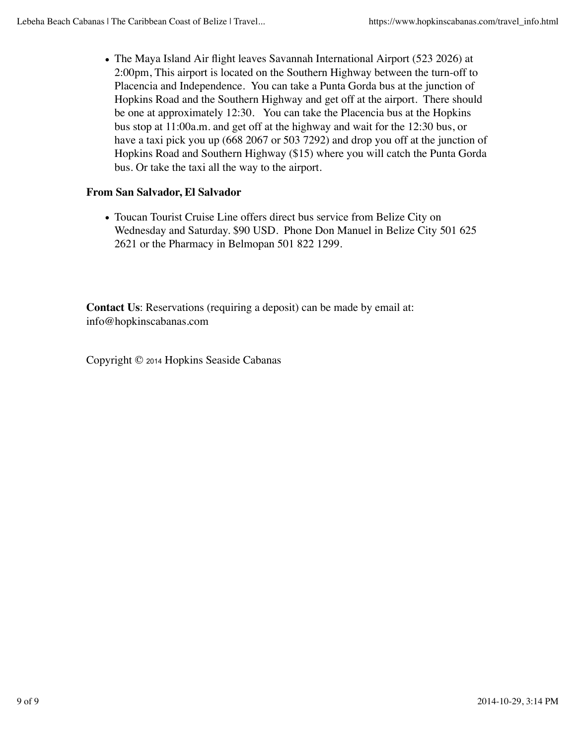- The Maya Island Air flight leaves Savannah International Airport (523 2026) at 2:00pm, This airport is located on the Southern Highway between the turn-off to Placencia and Independence.  You can take a Punta Gorda bus at the junction of Hopkins Road and the Southern Highway and get off at the airport.  There should be one at approximately 12:30.   You can take the Placencia bus at the Hopkins bus stop at 11:00a.m. and get off at the highway and wait for the 12:30 bus, or have a taxi pick you up (668 2067 or 503 7292) and drop you off at the junction of Hopkins Road and Southern Highway ($15) where you will catch the Punta Gorda bus. Or take the taxi all the way to the airport.

**From San Salvador, El Salvador**

- Toucan Tourist Cruise Line offers direct bus service from Belize City on Wednesday and Saturday. $90 USD.  Phone Don Manuel in Belize City 501 625 2621 or the Pharmacy in Belmopan 501 822 1299.

**Contact Us**: Reservations (requiring a deposit) can be made by email at: info@hopkinscabanas.com

Copyright © 2014 Hopkins Seaside Cabanas